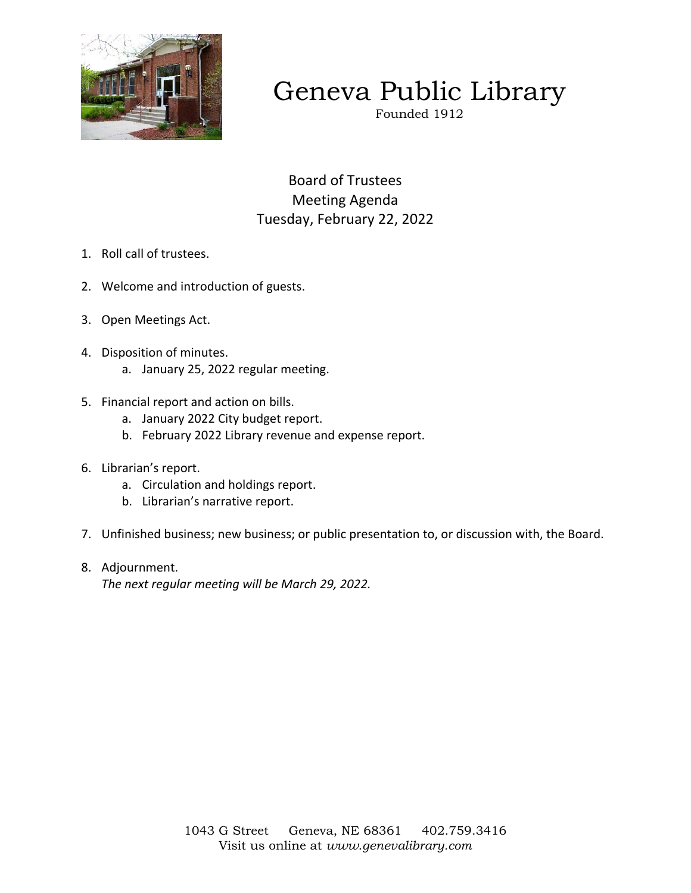# Geneva Public Library

Founded 1912

## Board of Trustees
## Meeting Agenda
## Tuesday, February 22, 2022

1. Roll call of trustees.

2. Welcome and introduction of guests.

3. Open Meetings Act.

4. Disposition of minutes.
   a. January 25, 2022 regular meeting.

5. Financial report and action on bills.
   a. January 2022 City budget report.
   b. February 2022 Library revenue and expense report.

6. Librarian's report.
   a. Circulation and holdings report.
   b. Librarian's narrative report.

7. Unfinished business; new business; or public presentation to, or discussion with, the Board.

8. Adjournment.
   *The next regular meeting will be March 29, 2022.*

1043 G Street Geneva, NE 68361 402.759.3416
Visit us online at *www.genevalibrary.com*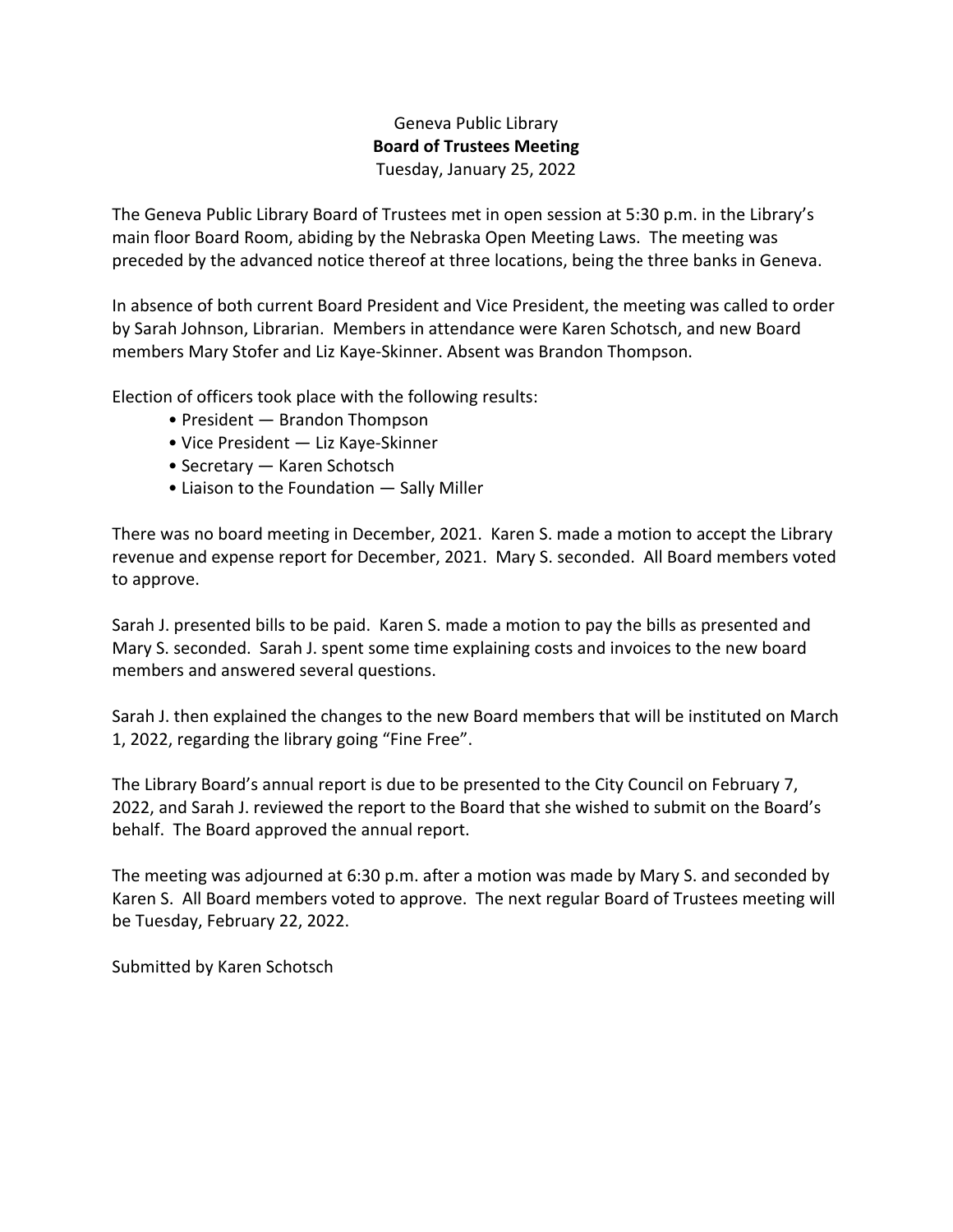Geneva Public Library

**Board of Trustees Meeting**

Tuesday, January 25, 2022

The Geneva Public Library Board of Trustees met in open session at 5:30 p.m. in the Library's main floor Board Room, abiding by the Nebraska Open Meeting Laws. The meeting was preceded by the advanced notice thereof at three locations, being the three banks in Geneva.

In absence of both current Board President and Vice President, the meeting was called to order by Sarah Johnson, Librarian. Members in attendance were Karen Schotsch, and new Board members Mary Stofer and Liz Kaye-Skinner. Absent was Brandon Thompson.

Election of officers took place with the following results:

- President — Brandon Thompson
- Vice President — Liz Kaye-Skinner
- Secretary — Karen Schotsch
- Liaison to the Foundation — Sally Miller

There was no board meeting in December, 2021. Karen S. made a motion to accept the Library revenue and expense report for December, 2021. Mary S. seconded. All Board members voted to approve.

Sarah J. presented bills to be paid. Karen S. made a motion to pay the bills as presented and Mary S. seconded. Sarah J. spent some time explaining costs and invoices to the new board members and answered several questions.

Sarah J. then explained the changes to the new Board members that will be instituted on March 1, 2022, regarding the library going "Fine Free".

The Library Board's annual report is due to be presented to the City Council on February 7, 2022, and Sarah J. reviewed the report to the Board that she wished to submit on the Board's behalf. The Board approved the annual report.

The meeting was adjourned at 6:30 p.m. after a motion was made by Mary S. and seconded by Karen S. All Board members voted to approve. The next regular Board of Trustees meeting will be Tuesday, February 22, 2022.

Submitted by Karen Schotsch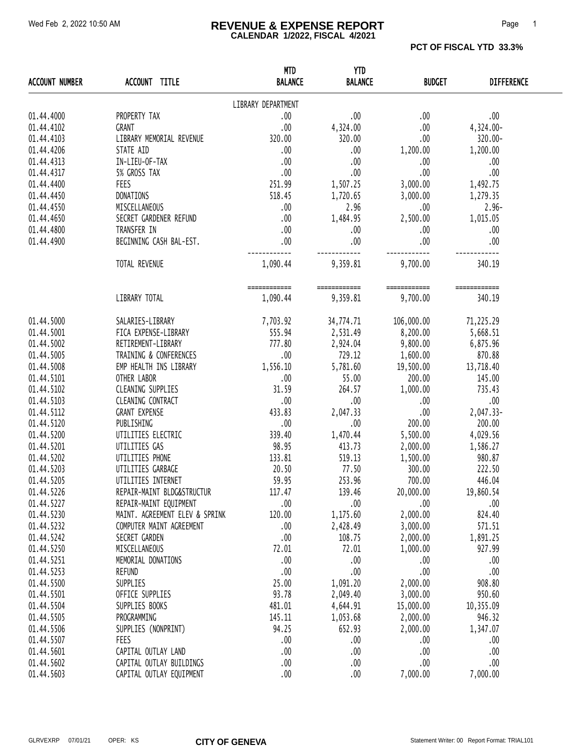# REVENUE & EXPENSE REPORT

**CALENDAR 1/2022, FISCAL 4/2021**

Wed Feb 2, 2022 10:50 AM

**PCT OF FISCAL YTD 33.3%**

| ACCOUNT NUMBER | ACCOUNT TITLE | MTD BALANCE | YTD BALANCE | BUDGET | DIFFERENCE |
|---|---|---|---|---|---|
| | | LIBRARY DEPARTMENT | | | |
| 01.44.4000 | PROPERTY TAX | .00 | .00 | .00 | .00 |
| 01.44.4102 | GRANT | .00 | 4,324.00 | .00 | 4,324.00- |
| 01.44.4103 | LIBRARY MEMORIAL REVENUE | 320.00 | 320.00 | .00 | 320.00- |
| 01.44.4206 | STATE AID | .00 | .00 | 1,200.00 | 1,200.00 |
| 01.44.4313 | IN-LIEU-OF-TAX | .00 | .00 | .00 | .00 |
| 01.44.4317 | 5% GROSS TAX | .00 | .00 | .00 | .00 |
| 01.44.4400 | FEES | 251.99 | 1,507.25 | 3,000.00 | 1,492.75 |
| 01.44.4450 | DONATIONS | 518.45 | 1,720.65 | 3,000.00 | 1,279.35 |
| 01.44.4550 | MISCELLANEOUS | .00 | 2.96 | .00 | 2.96- |
| 01.44.4650 | SECRET GARDENER REFUND | .00 | 1,484.95 | 2,500.00 | 1,015.05 |
| 01.44.4800 | TRANSFER IN | .00 | .00 | .00 | .00 |
| 01.44.4900 | BEGINNING CASH BAL-EST. | .00 | .00 | .00 | .00 |
| | TOTAL REVENUE | 1,090.44 | 9,359.81 | 9,700.00 | 340.19 |
| | LIBRARY TOTAL | 1,090.44 | 9,359.81 | 9,700.00 | 340.19 |
| 01.44.5000 | SALARIES-LIBRARY | 7,703.92 | 34,774.71 | 106,000.00 | 71,225.29 |
| 01.44.5001 | FICA EXPENSE-LIBRARY | 555.94 | 2,531.49 | 8,200.00 | 5,668.51 |
| 01.44.5002 | RETIREMENT-LIBRARY | 777.80 | 2,924.04 | 9,800.00 | 6,875.96 |
| 01.44.5005 | TRAINING & CONFERENCES | .00 | 729.12 | 1,600.00 | 870.88 |
| 01.44.5008 | EMP HEALTH INS LIBRARY | 1,556.10 | 5,781.60 | 19,500.00 | 13,718.40 |
| 01.44.5101 | OTHER LABOR | .00 | 55.00 | 200.00 | 145.00 |
| 01.44.5102 | CLEANING SUPPLIES | 31.59 | 264.57 | 1,000.00 | 735.43 |
| 01.44.5103 | CLEANING CONTRACT | .00 | .00 | .00 | .00 |
| 01.44.5112 | GRANT EXPENSE | 433.83 | 2,047.33 | .00 | 2,047.33- |
| 01.44.5120 | PUBLISHING | .00 | .00 | 200.00 | 200.00 |
| 01.44.5200 | UTILITIES ELECTRIC | 339.40 | 1,470.44 | 5,500.00 | 4,029.56 |
| 01.44.5201 | UTILITIES GAS | 98.95 | 413.73 | 2,000.00 | 1,586.27 |
| 01.44.5202 | UTILITIES PHONE | 133.81 | 519.13 | 1,500.00 | 980.87 |
| 01.44.5203 | UTILITIES GARBAGE | 20.50 | 77.50 | 300.00 | 222.50 |
| 01.44.5205 | UTILITIES INTERNET | 59.95 | 253.96 | 700.00 | 446.04 |
| 01.44.5226 | REPAIR-MAINT BLDG&STRUCTUR | 117.47 | 139.46 | 20,000.00 | 19,860.54 |
| 01.44.5227 | REPAIR-MAINT EQUIPMENT | .00 | .00 | .00 | .00 |
| 01.44.5230 | MAINT. AGREEMENT ELEV & SPRINK | 120.00 | 1,175.60 | 2,000.00 | 824.40 |
| 01.44.5232 | COMPUTER MAINT AGREEMENT | .00 | 2,428.49 | 3,000.00 | 571.51 |
| 01.44.5242 | SECRET GARDEN | .00 | 108.75 | 2,000.00 | 1,891.25 |
| 01.44.5250 | MISCELLANEOUS | 72.01 | 72.01 | 1,000.00 | 927.99 |
| 01.44.5251 | MEMORIAL DONATIONS | .00 | .00 | .00 | .00 |
| 01.44.5253 | REFUND | .00 | .00 | .00 | .00 |
| 01.44.5500 | SUPPLIES | 25.00 | 1,091.20 | 2,000.00 | 908.80 |
| 01.44.5501 | OFFICE SUPPLIES | 93.78 | 2,049.40 | 3,000.00 | 950.60 |
| 01.44.5504 | SUPPLIES BOOKS | 481.01 | 4,644.91 | 15,000.00 | 10,355.09 |
| 01.44.5505 | PROGRAMMING | 145.11 | 1,053.68 | 2,000.00 | 946.32 |
| 01.44.5506 | SUPPLIES (NONPRINT) | 94.25 | 652.93 | 2,000.00 | 1,347.07 |
| 01.44.5507 | FEES | .00 | .00 | .00 | .00 |
| 01.44.5601 | CAPITAL OUTLAY LAND | .00 | .00 | .00 | .00 |
| 01.44.5602 | CAPITAL OUTLAY BUILDINGS | .00 | .00 | .00 | .00 |
| 01.44.5603 | CAPITAL OUTLAY EQUIPMENT | .00 | .00 | 7,000.00 | 7,000.00 |

GLRVEXRP 07/01/21 OPER: KS **CITY OF GENEVA** Statement Writer: 00 Report Format: TRIAL101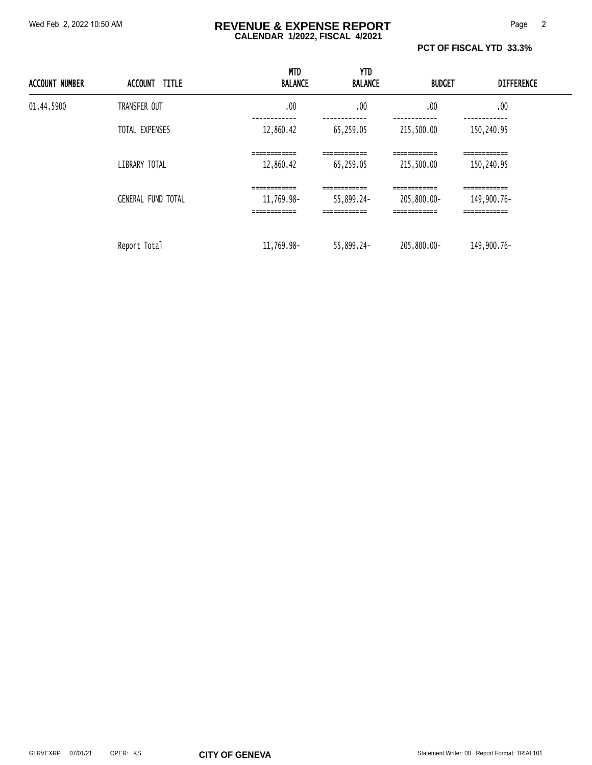# REVENUE & EXPENSE REPORT

**CALENDAR 1/2022, FISCAL 4/2021**

**PCT OF FISCAL YTD 33.3%**

| ACCOUNT NUMBER | ACCOUNT TITLE | MTD BALANCE | YTD BALANCE | BUDGET | DIFFERENCE |
|---|---|---|---|---|---|
| 01.44.5900 | TRANSFER OUT | .00 | .00 | .00 | .00 |
| | TOTAL EXPENSES | 12,860.42 | 65,259.05 | 215,500.00 | 150,240.95 |
| | LIBRARY TOTAL | 12,860.42 | 65,259.05 | 215,500.00 | 150,240.95 |
| | GENERAL FUND TOTAL | 11,769.98- | 55,899.24- | 205,800.00- | 149,900.76- |
| | Report Total | 11,769.98- | 55,899.24- | 205,800.00- | 149,900.76- |

GLRVEXRP 07/01/21 OPER: KS **CITY OF GENEVA** Statement Writer: 00 Report Format: TRIAL101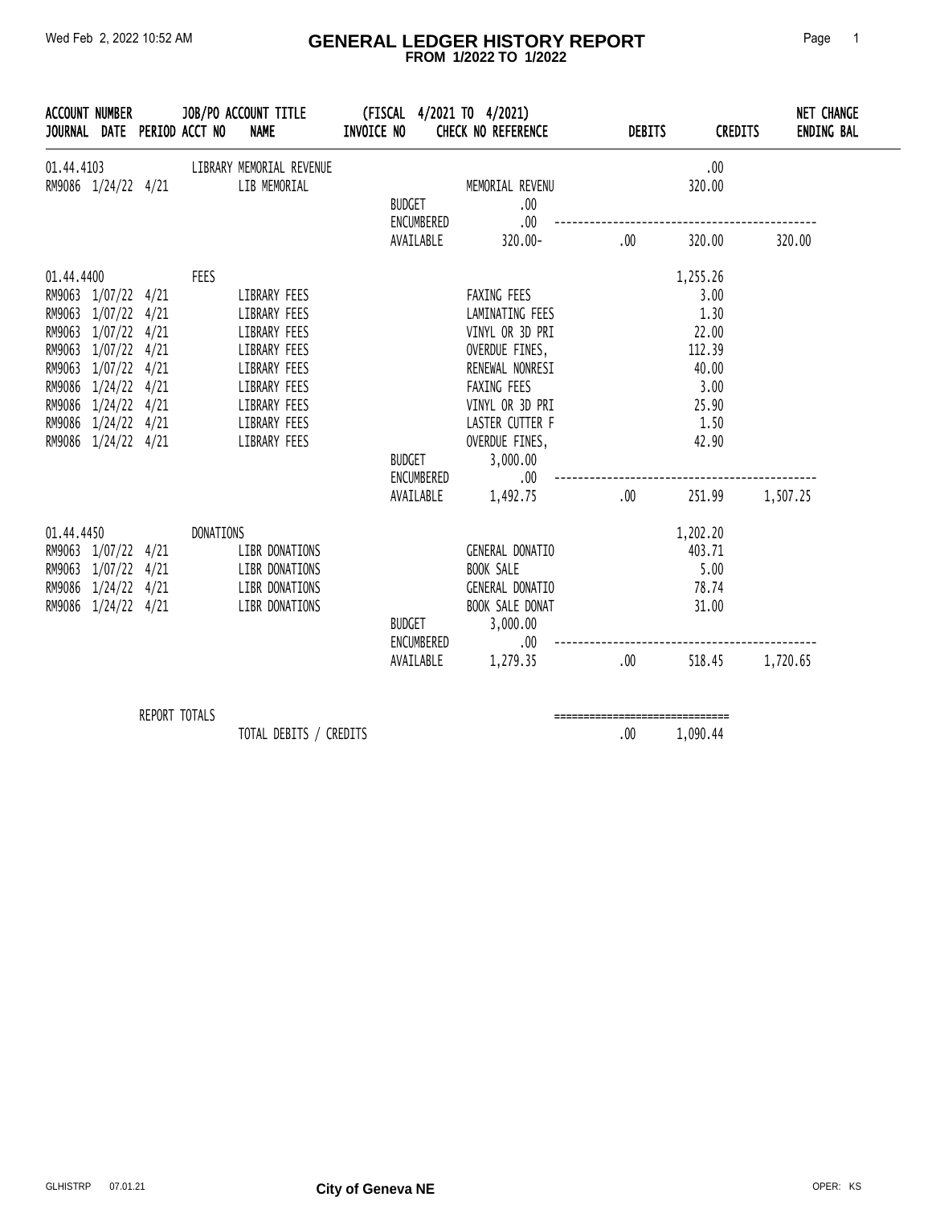# GENERAL LEDGER HISTORY REPORT

**FROM 1/2022 TO 1/2022**

Wed Feb 2, 2022 10:52 AM

| ACCOUNT NUMBER | | | JOB/PO ACCOUNT TITLE | (FISCAL 4/2021 TO 4/2021) | | | | NET CHANGE |
|---|---|---|---|---|---|---|---|---|
| JOURNAL | DATE | PERIOD ACCT NO | NAME | INVOICE NO | CHECK NO REFERENCE | DEBITS | CREDITS | ENDING BAL |
| 01.44.4103 | | | LIBRARY MEMORIAL REVENUE | | | | .00 | |
| RM9086 | 1/24/22 | 4/21 | LIB MEMORIAL | | MEMORIAL REVENU | | 320.00 | |
| | | | | BUDGET | .00 | | | |
| | | | | ENCUMBERED | .00 | | | |
| | | | | AVAILABLE | 320.00- | .00 | 320.00 | 320.00 |
| 01.44.4400 | | | FEES | | | | 1,255.26 | |
| RM9063 | 1/07/22 | 4/21 | LIBRARY FEES | | FAXING FEES | | 3.00 | |
| RM9063 | 1/07/22 | 4/21 | LIBRARY FEES | | LAMINATING FEES | | 1.30 | |
| RM9063 | 1/07/22 | 4/21 | LIBRARY FEES | | VINYL OR 3D PRI | | 22.00 | |
| RM9063 | 1/07/22 | 4/21 | LIBRARY FEES | | OVERDUE FINES, | | 112.39 | |
| RM9063 | 1/07/22 | 4/21 | LIBRARY FEES | | RENEWAL NONRESI | | 40.00 | |
| RM9086 | 1/24/22 | 4/21 | LIBRARY FEES | | FAXING FEES | | 3.00 | |
| RM9086 | 1/24/22 | 4/21 | LIBRARY FEES | | VINYL OR 3D PRI | | 25.90 | |
| RM9086 | 1/24/22 | 4/21 | LIBRARY FEES | | LASTER CUTTER F | | 1.50 | |
| RM9086 | 1/24/22 | 4/21 | LIBRARY FEES | | OVERDUE FINES, | | 42.90 | |
| | | | | BUDGET | 3,000.00 | | | |
| | | | | ENCUMBERED | .00 | | | |
| | | | | AVAILABLE | 1,492.75 | .00 | 251.99 | 1,507.25 |
| 01.44.4450 | | | DONATIONS | | | | 1,202.20 | |
| RM9063 | 1/07/22 | 4/21 | LIBR DONATIONS | | GENERAL DONATIO | | 403.71 | |
| RM9063 | 1/07/22 | 4/21 | LIBR DONATIONS | | BOOK SALE | | 5.00 | |
| RM9086 | 1/24/22 | 4/21 | LIBR DONATIONS | | GENERAL DONATIO | | 78.74 | |
| RM9086 | 1/24/22 | 4/21 | LIBR DONATIONS | | BOOK SALE DONAT | | 31.00 | |
| | | | | BUDGET | 3,000.00 | | | |
| | | | | ENCUMBERED | .00 | | | |
| | | | | AVAILABLE | 1,279.35 | .00 | 518.45 | 1,720.65 |
| | | REPORT TOTALS | | | | | | |
| | | | TOTAL DEBITS / CREDITS | | | .00 | 1,090.44 | |

GLHISTRP 07.01.21 — City of Geneva NE — OPER: KS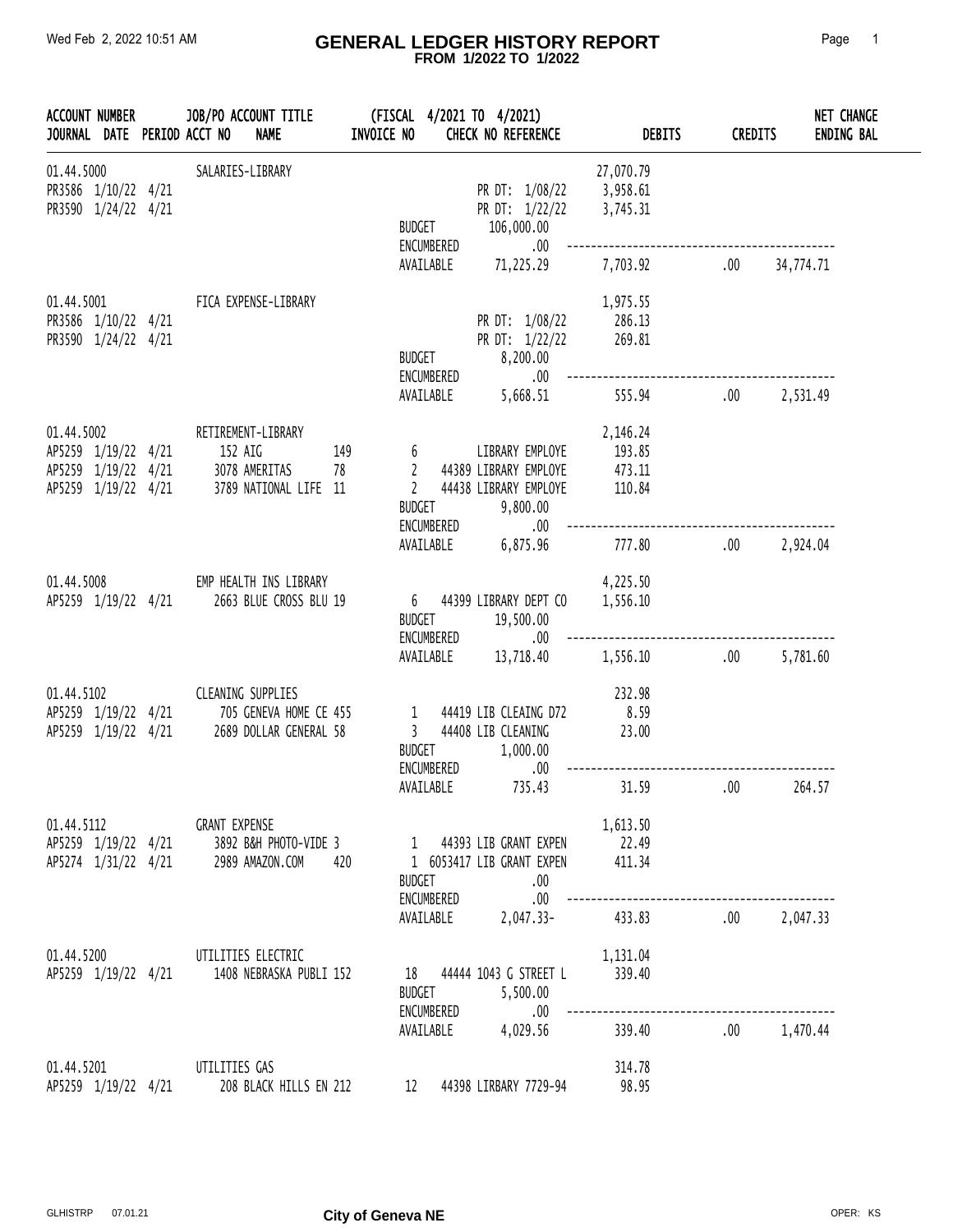# GENERAL LEDGER HISTORY REPORT

**FROM 1/2022 TO 1/2022**

Wed Feb 2, 2022 10:51 AM

| ACCOUNT NUMBER / JOURNAL DATE PERIOD | JOB/PO ACCT NO | ACCOUNT TITLE / NAME | INVOICE NO | (FISCAL 4/2021 TO 4/2021) CHECK NO REFERENCE | DEBITS | CREDITS | NET CHANGE ENDING BAL |
|---|---|---|---|---|---|---|---|
| 01.44.5000 | | SALARIES-LIBRARY | | | 27,070.79 | | |
| PR3586 1/10/22 4/21 | | | | PR DT: 1/08/22 | 3,958.61 | | |
| PR3590 1/24/22 4/21 | | | | PR DT: 1/22/22 | 3,745.31 | | |
| | | | | BUDGET 106,000.00 | | | |
| | | | | ENCUMBERED .00 | | | |
| | | | | AVAILABLE 71,225.29 | 7,703.92 | .00 | 34,774.71 |
| 01.44.5001 | | FICA EXPENSE-LIBRARY | | | 1,975.55 | | |
| PR3586 1/10/22 4/21 | | | | PR DT: 1/08/22 | 286.13 | | |
| PR3590 1/24/22 4/21 | | | | PR DT: 1/22/22 | 269.81 | | |
| | | | | BUDGET 8,200.00 | | | |
| | | | | ENCUMBERED .00 | | | |
| | | | | AVAILABLE 5,668.51 | 555.94 | .00 | 2,531.49 |
| 01.44.5002 | | RETIREMENT-LIBRARY | | | 2,146.24 | | |
| AP5259 1/19/22 4/21 | 152 | AIG | 149 | 6 LIBRARY EMPLOYE | 193.85 | | |
| AP5259 1/19/22 4/21 | 3078 | AMERITAS | 78 | 2 44389 LIBRARY EMPLOYE | 473.11 | | |
| AP5259 1/19/22 4/21 | 3789 | NATIONAL LIFE | 11 | 2 44438 LIBRARY EMPLOYE | 110.84 | | |
| | | | | BUDGET 9,800.00 | | | |
| | | | | ENCUMBERED .00 | | | |
| | | | | AVAILABLE 6,875.96 | 777.80 | .00 | 2,924.04 |
| 01.44.5008 | | EMP HEALTH INS LIBRARY | | | 4,225.50 | | |
| AP5259 1/19/22 4/21 | 2663 | BLUE CROSS BLU | 19 | 6 44399 LIBRARY DEPT CO | 1,556.10 | | |
| | | | | BUDGET 19,500.00 | | | |
| | | | | ENCUMBERED .00 | | | |
| | | | | AVAILABLE 13,718.40 | 1,556.10 | .00 | 5,781.60 |
| 01.44.5102 | | CLEANING SUPPLIES | | | 232.98 | | |
| AP5259 1/19/22 4/21 | 705 | GENEVA HOME CE | 455 | 1 44419 LIB CLEAING D72 | 8.59 | | |
| AP5259 1/19/22 4/21 | 2689 | DOLLAR GENERAL | 58 | 3 44408 LIB CLEANING | 23.00 | | |
| | | | | BUDGET 1,000.00 | | | |
| | | | | ENCUMBERED .00 | | | |
| | | | | AVAILABLE 735.43 | 31.59 | .00 | 264.57 |
| 01.44.5112 | | GRANT EXPENSE | | | 1,613.50 | | |
| AP5259 1/19/22 4/21 | 3892 | B&H PHOTO-VIDE | 3 | 1 44393 LIB GRANT EXPEN | 22.49 | | |
| AP5274 1/31/22 4/21 | 2989 | AMAZON.COM | 420 | 1 6053417 LIB GRANT EXPEN | 411.34 | | |
| | | | | BUDGET .00 | | | |
| | | | | ENCUMBERED .00 | | | |
| | | | | AVAILABLE 2,047.33- | 433.83 | .00 | 2,047.33 |
| 01.44.5200 | | UTILITIES ELECTRIC | | | 1,131.04 | | |
| AP5259 1/19/22 4/21 | 1408 | NEBRASKA PUBLI | 152 | 18 44444 1043 G STREET L | 339.40 | | |
| | | | | BUDGET 5,500.00 | | | |
| | | | | ENCUMBERED .00 | | | |
| | | | | AVAILABLE 4,029.56 | 339.40 | .00 | 1,470.44 |
| 01.44.5201 | | UTILITIES GAS | | | 314.78 | | |
| AP5259 1/19/22 4/21 | 208 | BLACK HILLS EN | 212 | 12 44398 LIRBARY 7729-94 | 98.95 | | |

GLHISTRP 07.01.21 **City of Geneva NE** OPER: KS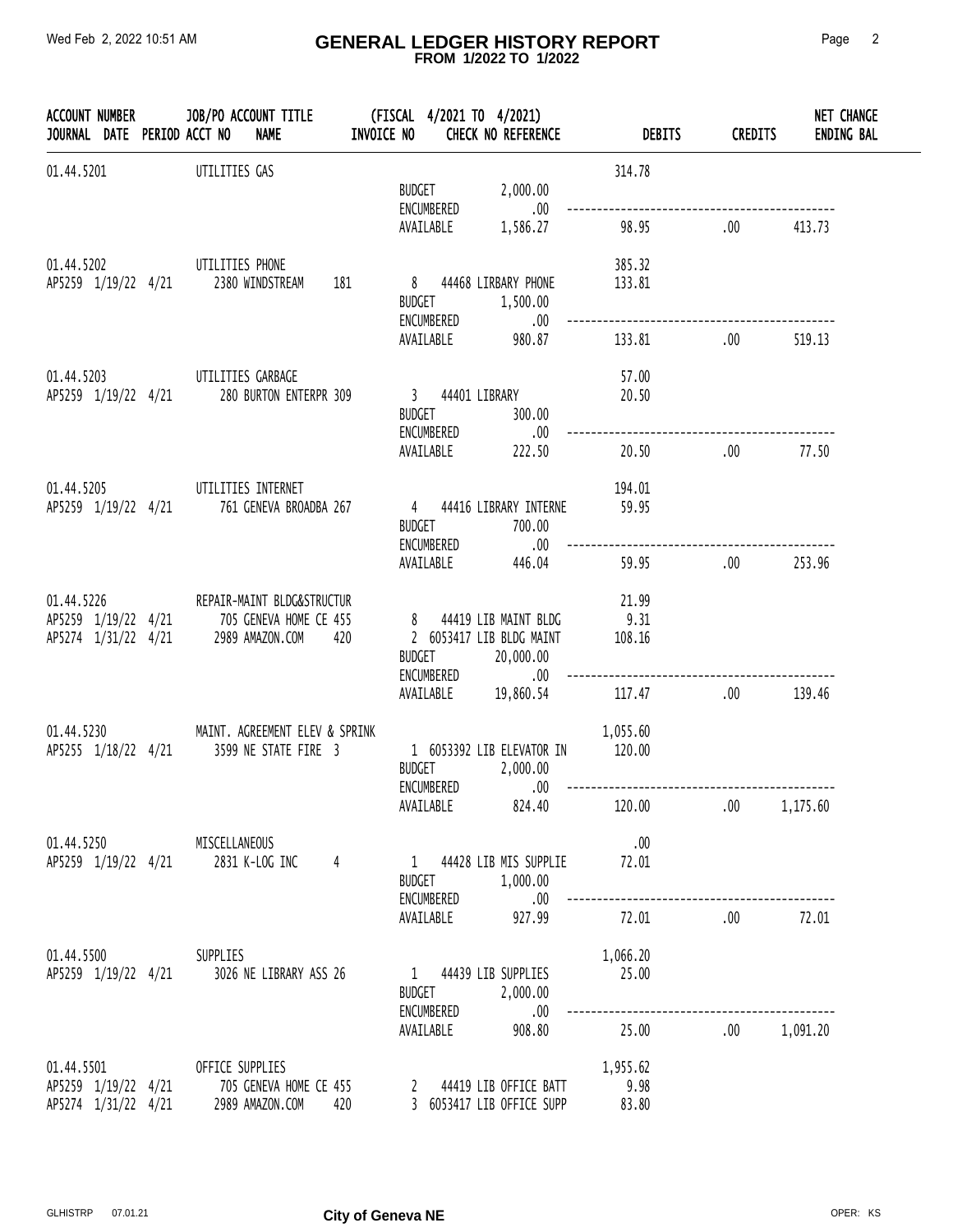# GENERAL LEDGER HISTORY REPORT

**FROM 1/2022 TO 1/2022**

Wed Feb 2, 2022 10:51 AM

| ACCOUNT NUMBER / JOURNAL DATE PERIOD ACCT NO | JOB/PO ACCOUNT TITLE / NAME | INVOICE NO | (FISCAL 4/2021 TO 4/2021) CHECK NO REFERENCE | | DEBITS | CREDITS | NET CHANGE / ENDING BAL |
|---|---|---|---|---|---|---|---|
| 01.44.5201 | UTILITIES GAS | | | | 314.78 | | |
| | | | BUDGET | 2,000.00 | | | |
| | | | ENCUMBERED | .00 | | | |
| | | | AVAILABLE | 1,586.27 | 98.95 | .00 | 413.73 |
| 01.44.5202 | UTILITIES PHONE | | | | 385.32 | | |
| AP5259 1/19/22 4/21 | 2380 WINDSTREAM | 181 | 8 44468 LIRBARY PHONE | | 133.81 | | |
| | | | BUDGET | 1,500.00 | | | |
| | | | ENCUMBERED | .00 | | | |
| | | | AVAILABLE | 980.87 | 133.81 | .00 | 519.13 |
| 01.44.5203 | UTILITIES GARBAGE | | | | 57.00 | | |
| AP5259 1/19/22 4/21 | 280 BURTON ENTERPR | 309 | 3 44401 LIBRARY | | 20.50 | | |
| | | | BUDGET | 300.00 | | | |
| | | | ENCUMBERED | .00 | | | |
| | | | AVAILABLE | 222.50 | 20.50 | .00 | 77.50 |
| 01.44.5205 | UTILITIES INTERNET | | | | 194.01 | | |
| AP5259 1/19/22 4/21 | 761 GENEVA BROADBA | 267 | 4 44416 LIBRARY INTERNE | | 59.95 | | |
| | | | BUDGET | 700.00 | | | |
| | | | ENCUMBERED | .00 | | | |
| | | | AVAILABLE | 446.04 | 59.95 | .00 | 253.96 |
| 01.44.5226 | REPAIR-MAINT BLDG&STRUCTUR | | | | 21.99 | | |
| AP5259 1/19/22 4/21 | 705 GENEVA HOME CE | 455 | 8 44419 LIB MAINT BLDG | | 9.31 | | |
| AP5274 1/31/22 4/21 | 2989 AMAZON.COM | 420 | 2 6053417 LIB BLDG MAINT | | 108.16 | | |
| | | | BUDGET | 20,000.00 | | | |
| | | | ENCUMBERED | .00 | | | |
| | | | AVAILABLE | 19,860.54 | 117.47 | .00 | 139.46 |
| 01.44.5230 | MAINT. AGREEMENT ELEV & SPRINK | | | | 1,055.60 | | |
| AP5255 1/18/22 4/21 | 3599 NE STATE FIRE | 3 | 1 6053392 LIB ELEVATOR IN | | 120.00 | | |
| | | | BUDGET | 2,000.00 | | | |
| | | | ENCUMBERED | .00 | | | |
| | | | AVAILABLE | 824.40 | 120.00 | .00 | 1,175.60 |
| 01.44.5250 | MISCELLANEOUS | | | | .00 | | |
| AP5259 1/19/22 4/21 | 2831 K-LOG INC | 4 | 1 44428 LIB MIS SUPPLIE | | 72.01 | | |
| | | | BUDGET | 1,000.00 | | | |
| | | | ENCUMBERED | .00 | | | |
| | | | AVAILABLE | 927.99 | 72.01 | .00 | 72.01 |
| 01.44.5500 | SUPPLIES | | | | 1,066.20 | | |
| AP5259 1/19/22 4/21 | 3026 NE LIBRARY ASS | 26 | 1 44439 LIB SUPPLIES | | 25.00 | | |
| | | | BUDGET | 2,000.00 | | | |
| | | | ENCUMBERED | .00 | | | |
| | | | AVAILABLE | 908.80 | 25.00 | .00 | 1,091.20 |
| 01.44.5501 | OFFICE SUPPLIES | | | | 1,955.62 | | |
| AP5259 1/19/22 4/21 | 705 GENEVA HOME CE | 455 | 2 44419 LIB OFFICE BATT | | 9.98 | | |
| AP5274 1/31/22 4/21 | 2989 AMAZON.COM | 420 | 3 6053417 LIB OFFICE SUPP | | 83.80 | | |

GLHISTRP 07.01.21 — City of Geneva NE — OPER: KS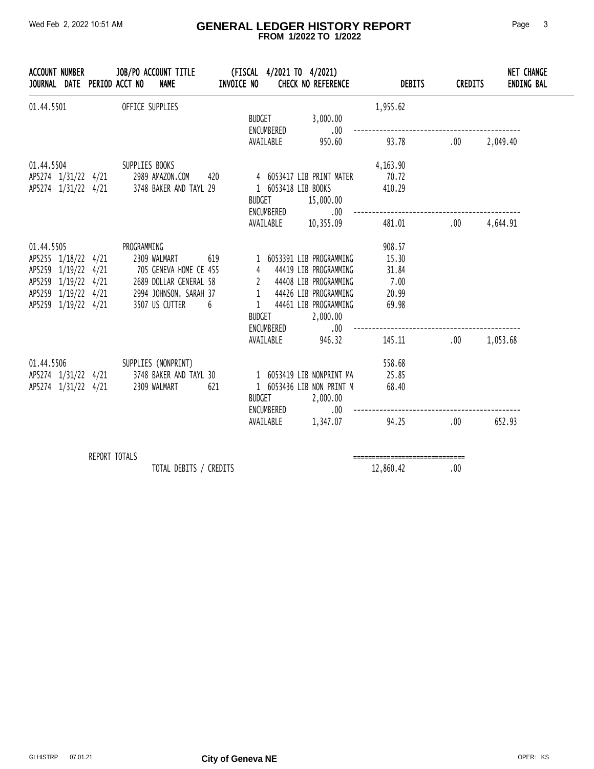# GENERAL LEDGER HISTORY REPORT

**FROM 1/2022 TO 1/2022**

Wed Feb 2, 2022 10:51 AM

| ACCOUNT NUMBER JOURNAL | DATE | PERIOD | JOB/PO ACCT NO | ACCOUNT TITLE NAME | (FISCAL 4/2021 TO 4/2021) INVOICE NO | CHECK NO | REFERENCE | DEBITS | CREDITS | NET CHANGE ENDING BAL |
|---|---|---|---|---|---|---|---|---|---|---|
| 01.44.5501 | | | | OFFICE SUPPLIES | | | | 1,955.62 | | |
| | | | | | BUDGET | | 3,000.00 | | | |
| | | | | | ENCUMBERED | | .00 | | | |
| | | | | | AVAILABLE | | 950.60 | 93.78 | .00 | 2,049.40 |
| 01.44.5504 | | | | SUPPLIES BOOKS | | | | 4,163.90 | | |
| AP5274 | 1/31/22 | 4/21 | 2989 | AMAZON.COM | 420 | 4 6053417 | LIB PRINT MATER | 70.72 | | |
| AP5274 | 1/31/22 | 4/21 | 3748 | BAKER AND TAYL | 29 | 1 6053418 | LIB BOOKS | 410.29 | | |
| | | | | | BUDGET | | 15,000.00 | | | |
| | | | | | ENCUMBERED | | .00 | | | |
| | | | | | AVAILABLE | | 10,355.09 | 481.01 | .00 | 4,644.91 |
| 01.44.5505 | | | | PROGRAMMING | | | | 908.57 | | |
| AP5255 | 1/18/22 | 4/21 | 2309 | WALMART | 619 | 1 6053391 | LIB PROGRAMMING | 15.30 | | |
| AP5259 | 1/19/22 | 4/21 | 705 | GENEVA HOME CE | 455 | 4 44419 | LIB PROGRAMMING | 31.84 | | |
| AP5259 | 1/19/22 | 4/21 | 2689 | DOLLAR GENERAL | 58 | 2 44408 | LIB PROGRAMMING | 7.00 | | |
| AP5259 | 1/19/22 | 4/21 | 2994 | JOHNSON, SARAH | 37 | 1 44426 | LIB PROGRAMMING | 20.99 | | |
| AP5259 | 1/19/22 | 4/21 | 3507 | US CUTTER | 6 | 1 44461 | LIB PROGRAMMING | 69.98 | | |
| | | | | | BUDGET | | 2,000.00 | | | |
| | | | | | ENCUMBERED | | .00 | | | |
| | | | | | AVAILABLE | | 946.32 | 145.11 | .00 | 1,053.68 |
| 01.44.5506 | | | | SUPPLIES (NONPRINT) | | | | 558.68 | | |
| AP5274 | 1/31/22 | 4/21 | 3748 | BAKER AND TAYL | 30 | 1 6053419 | LIB NONPRINT MA | 25.85 | | |
| AP5274 | 1/31/22 | 4/21 | 2309 | WALMART | 621 | 1 6053436 | LIB NON PRINT M | 68.40 | | |
| | | | | | BUDGET | | 2,000.00 | | | |
| | | | | | ENCUMBERED | | .00 | | | |
| | | | | | AVAILABLE | | 1,347.07 | 94.25 | .00 | 652.93 |

REPORT TOTALS

| | DEBITS | CREDITS |
|---|---|---|
| TOTAL DEBITS / CREDITS | 12,860.42 | .00 |

GLHISTRP 07.01.21 — City of Geneva NE — OPER: KS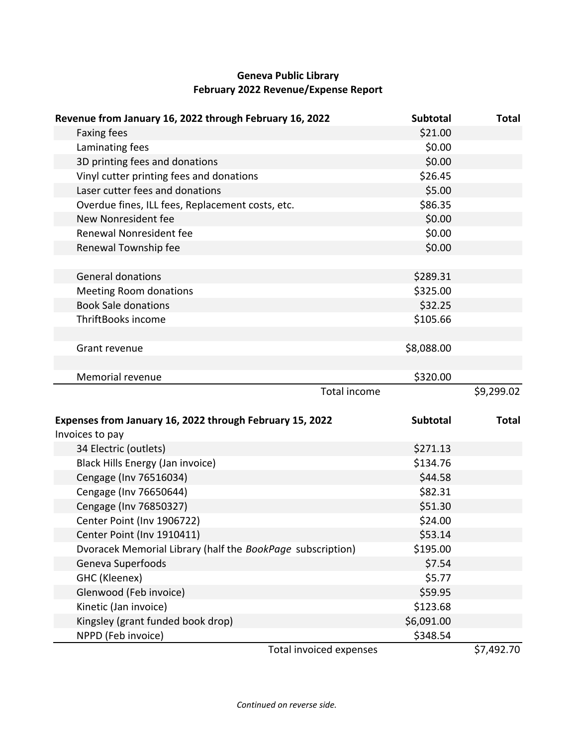**Geneva Public Library**
**February 2022 Revenue/Expense Report**

| **Revenue from January 16, 2022 through February 16, 2022** | **Subtotal** | **Total** |
|---|---|---|
| Faxing fees | $21.00 | |
| Laminating fees | $0.00 | |
| 3D printing fees and donations | $0.00 | |
| Vinyl cutter printing fees and donations | $26.45 | |
| Laser cutter fees and donations | $5.00 | |
| Overdue fines, ILL fees, Replacement costs, etc. | $86.35 | |
| New Nonresident fee | $0.00 | |
| Renewal Nonresident fee | $0.00 | |
| Renewal Township fee | $0.00 | |
| | | |
| General donations | $289.31 | |
| Meeting Room donations | $325.00 | |
| Book Sale donations | $32.25 | |
| ThriftBooks income | $105.66 | |
| | | |
| Grant revenue | $8,088.00 | |
| | | |
| Memorial revenue | $320.00 | |
| Total income | | $9,299.02 |

| **Expenses from January 16, 2022 through February 15, 2022** | **Subtotal** | **Total** |
|---|---|---|
| Invoices to pay | | |
| 34 Electric (outlets) | $271.13 | |
| Black Hills Energy (Jan invoice) | $134.76 | |
| Cengage (Inv 76516034) | $44.58 | |
| Cengage (Inv 76650644) | $82.31 | |
| Cengage (Inv 76850327) | $51.30 | |
| Center Point (Inv 1906722) | $24.00 | |
| Center Point (Inv 1910411) | $53.14 | |
| Dvoracek Memorial Library (half the *BookPage* subscription) | $195.00 | |
| Geneva Superfoods | $7.54 | |
| GHC (Kleenex) | $5.77 | |
| Glenwood (Feb invoice) | $59.95 | |
| Kinetic (Jan invoice) | $123.68 | |
| Kingsley (grant funded book drop) | $6,091.00 | |
| NPPD (Feb invoice) | $348.54 | |
| Total invoiced expenses | | $7,492.70 |

*Continued on reverse side.*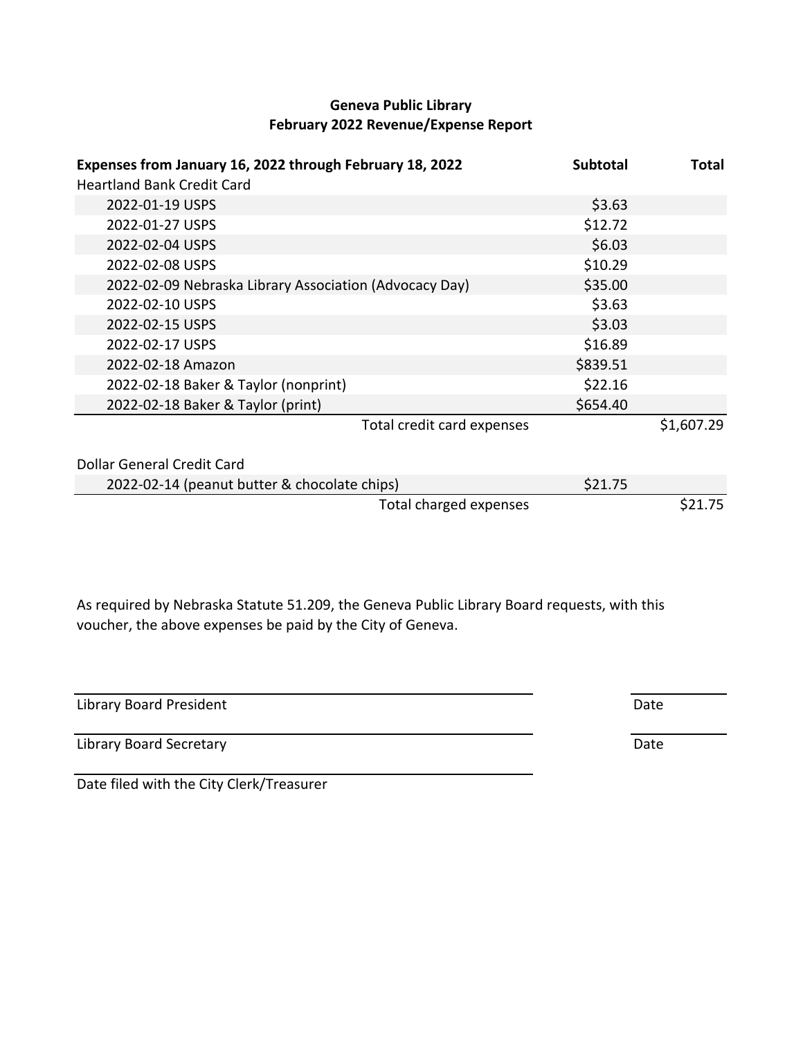**Geneva Public Library**
**February 2022 Revenue/Expense Report**

| Expenses from January 16, 2022 through February 18, 2022 | Subtotal | Total |
|---|---|---|
| Heartland Bank Credit Card | | |
| 2022-01-19 USPS | $3.63 | |
| 2022-01-27 USPS | $12.72 | |
| 2022-02-04 USPS | $6.03 | |
| 2022-02-08 USPS | $10.29 | |
| 2022-02-09 Nebraska Library Association (Advocacy Day) | $35.00 | |
| 2022-02-10 USPS | $3.63 | |
| 2022-02-15 USPS | $3.03 | |
| 2022-02-17 USPS | $16.89 | |
| 2022-02-18 Amazon | $839.51 | |
| 2022-02-18 Baker & Taylor (nonprint) | $22.16 | |
| 2022-02-18 Baker & Taylor (print) | $654.40 | |
| Total credit card expenses | | $1,607.29 |
| | | |
| Dollar General Credit Card | | |
| 2022-02-14 (peanut butter & chocolate chips) | $21.75 | |
| Total charged expenses | | $21.75 |

As required by Nebraska Statute 51.209, the Geneva Public Library Board requests, with this voucher, the above expenses be paid by the City of Geneva.

Library Board President ______________________ Date ________

Library Board Secretary ______________________ Date ________

______________________
Date filed with the City Clerk/Treasurer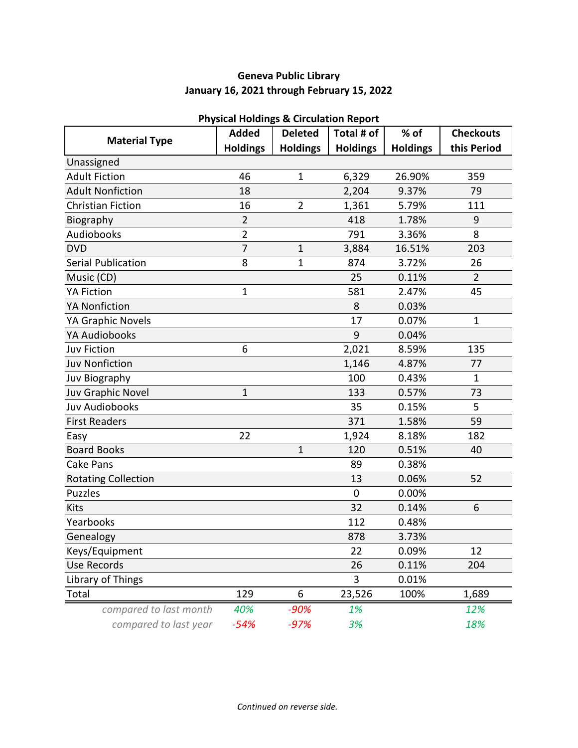**Geneva Public Library**
**January 16, 2021 through February 15, 2022**

**Physical Holdings & Circulation Report**

| Material Type | Added Holdings | Deleted Holdings | Total # of Holdings | % of Holdings | Checkouts this Period |
|---|---|---|---|---|---|
| Unassigned | | | | | |
| Adult Fiction | 46 | 1 | 6,329 | 26.90% | 359 |
| Adult Nonfiction | 18 | | 2,204 | 9.37% | 79 |
| Christian Fiction | 16 | 2 | 1,361 | 5.79% | 111 |
| Biography | 2 | | 418 | 1.78% | 9 |
| Audiobooks | 2 | | 791 | 3.36% | 8 |
| DVD | 7 | 1 | 3,884 | 16.51% | 203 |
| Serial Publication | 8 | 1 | 874 | 3.72% | 26 |
| Music (CD) | | | 25 | 0.11% | 2 |
| YA Fiction | 1 | | 581 | 2.47% | 45 |
| YA Nonfiction | | | 8 | 0.03% | |
| YA Graphic Novels | | | 17 | 0.07% | 1 |
| YA Audiobooks | | | 9 | 0.04% | |
| Juv Fiction | 6 | | 2,021 | 8.59% | 135 |
| Juv Nonfiction | | | 1,146 | 4.87% | 77 |
| Juv Biography | | | 100 | 0.43% | 1 |
| Juv Graphic Novel | 1 | | 133 | 0.57% | 73 |
| Juv Audiobooks | | | 35 | 0.15% | 5 |
| First Readers | | | 371 | 1.58% | 59 |
| Easy | 22 | | 1,924 | 8.18% | 182 |
| Board Books | | 1 | 120 | 0.51% | 40 |
| Cake Pans | | | 89 | 0.38% | |
| Rotating Collection | | | 13 | 0.06% | 52 |
| Puzzles | | | 0 | 0.00% | |
| Kits | | | 32 | 0.14% | 6 |
| Yearbooks | | | 112 | 0.48% | |
| Genealogy | | | 878 | 3.73% | |
| Keys/Equipment | | | 22 | 0.09% | 12 |
| Use Records | | | 26 | 0.11% | 204 |
| Library of Things | | | 3 | 0.01% | |
| Total | 129 | 6 | 23,526 | 100% | 1,689 |
| *compared to last month* | *40%* | *-90%* | *1%* | | *12%* |
| *compared to last year* | *-54%* | *-97%* | *3%* | | *18%* |

*Continued on reverse side.*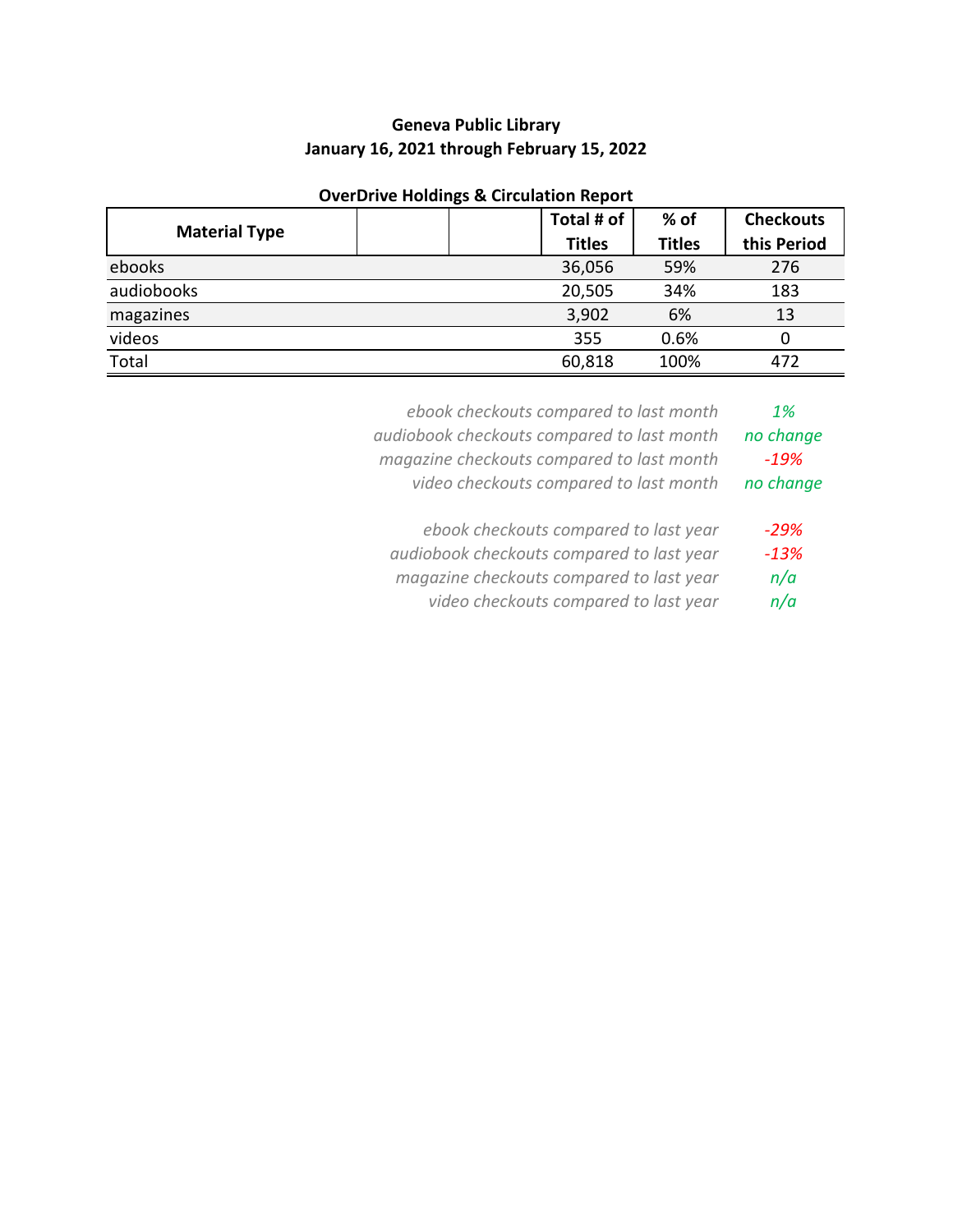**Geneva Public Library**
**January 16, 2021 through February 15, 2022**

**OverDrive Holdings & Circulation Report**

| Material Type | | | Total # of Titles | % of Titles | Checkouts this Period |
|---|---|---|---|---|---|
| ebooks | | | 36,056 | 59% | 276 |
| audiobooks | | | 20,505 | 34% | 183 |
| magazines | | | 3,902 | 6% | 13 |
| videos | | | 355 | 0.6% | 0 |
| Total | | | 60,818 | 100% | 472 |

| | |
|---|---|
| *ebook checkouts compared to last month* | *1%* |
| *audiobook checkouts compared to last month* | *no change* |
| *magazine checkouts compared to last month* | *-19%* |
| *video checkouts compared to last month* | *no change* |

| | |
|---|---|
| *ebook checkouts compared to last year* | *-29%* |
| *audiobook checkouts compared to last year* | *-13%* |
| *magazine checkouts compared to last year* | *n/a* |
| *video checkouts compared to last year* | *n/a* |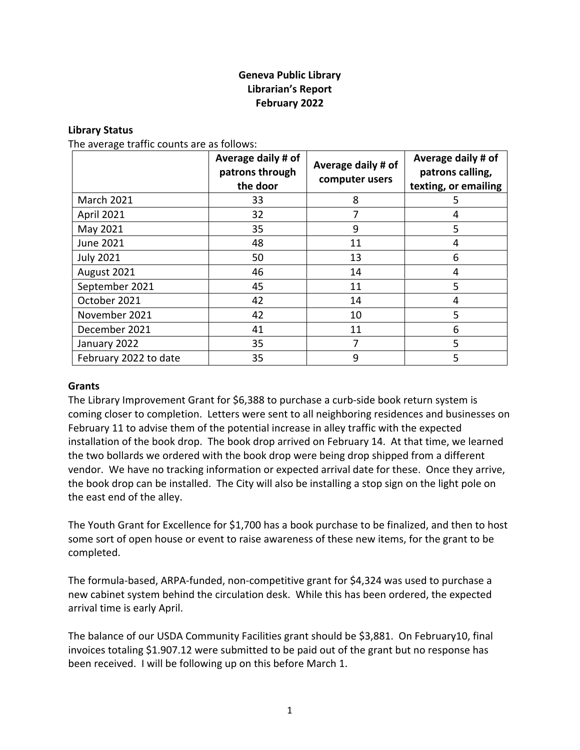**Geneva Public Library**
**Librarian's Report**
**February 2022**

**Library Status**

The average traffic counts are as follows:

| | Average daily # of patrons through the door | Average daily # of computer users | Average daily # of patrons calling, texting, or emailing |
|---|---|---|---|
| March 2021 | 33 | 8 | 5 |
| April 2021 | 32 | 7 | 4 |
| May 2021 | 35 | 9 | 5 |
| June 2021 | 48 | 11 | 4 |
| July 2021 | 50 | 13 | 6 |
| August 2021 | 46 | 14 | 4 |
| September 2021 | 45 | 11 | 5 |
| October 2021 | 42 | 14 | 4 |
| November 2021 | 42 | 10 | 5 |
| December 2021 | 41 | 11 | 6 |
| January 2022 | 35 | 7 | 5 |
| February 2022 to date | 35 | 9 | 5 |

**Grants**

The Library Improvement Grant for $6,388 to purchase a curb-side book return system is coming closer to completion. Letters were sent to all neighboring residences and businesses on February 11 to advise them of the potential increase in alley traffic with the expected installation of the book drop. The book drop arrived on February 14. At that time, we learned the two bollards we ordered with the book drop were being drop shipped from a different vendor. We have no tracking information or expected arrival date for these. Once they arrive, the book drop can be installed. The City will also be installing a stop sign on the light pole on the east end of the alley.

The Youth Grant for Excellence for $1,700 has a book purchase to be finalized, and then to host some sort of open house or event to raise awareness of these new items, for the grant to be completed.

The formula-based, ARPA-funded, non-competitive grant for $4,324 was used to purchase a new cabinet system behind the circulation desk. While this has been ordered, the expected arrival time is early April.

The balance of our USDA Community Facilities grant should be $3,881. On February10, final invoices totaling $1.907.12 were submitted to be paid out of the grant but no response has been received. I will be following up on this before March 1.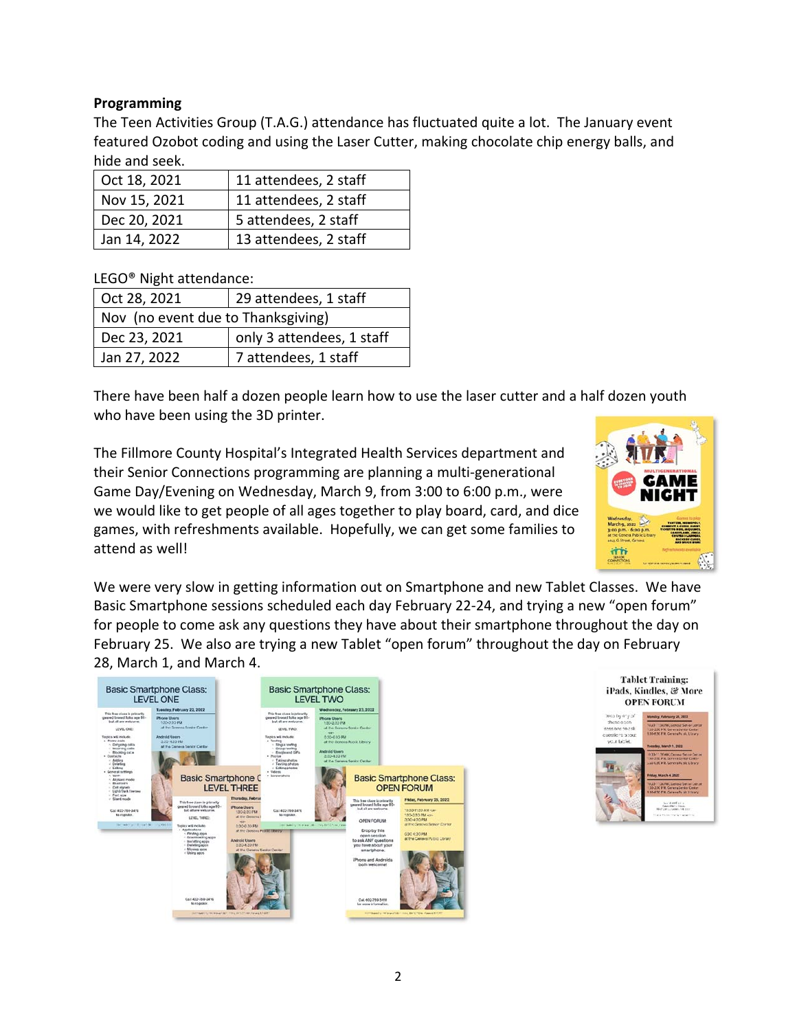**Programming**

The Teen Activities Group (T.A.G.) attendance has fluctuated quite a lot. The January event featured Ozobot coding and using the Laser Cutter, making chocolate chip energy balls, and hide and seek.

| | |
|---|---|
| Oct 18, 2021 | 11 attendees, 2 staff |
| Nov 15, 2021 | 11 attendees, 2 staff |
| Dec 20, 2021 | 5 attendees, 2 staff |
| Jan 14, 2022 | 13 attendees, 2 staff |

LEGO® Night attendance:

| | |
|---|---|
| Oct 28, 2021 | 29 attendees, 1 staff |
| Nov (no event due to Thanksgiving) | |
| Dec 23, 2021 | only 3 attendees, 1 staff |
| Jan 27, 2022 | 7 attendees, 1 staff |

There have been half a dozen people learn how to use the laser cutter and a half dozen youth who have been using the 3D printer.

The Fillmore County Hospital's Integrated Health Services department and their Senior Connections programming are planning a multi-generational Game Day/Evening on Wednesday, March 9, from 3:00 to 6:00 p.m., were we would like to get people of all ages together to play board, card, and dice games, with refreshments available. Hopefully, we can get some families to attend as well!

We were very slow in getting information out on Smartphone and new Tablet Classes. We have Basic Smartphone sessions scheduled each day February 22-24, and trying a new "open forum" for people to come ask any questions they have about their smartphone throughout the day on February 25. We also are trying a new Tablet "open forum" throughout the day on February 28, March 1, and March 4.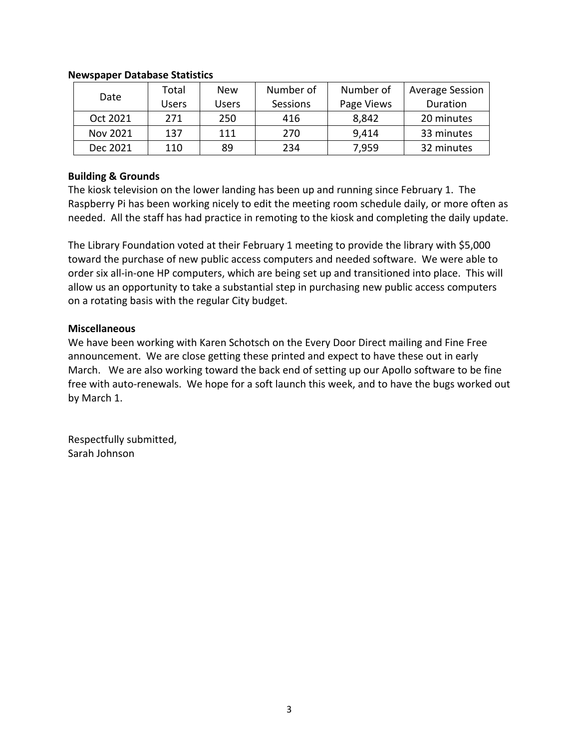**Newspaper Database Statistics**

| Date | Total Users | New Users | Number of Sessions | Number of Page Views | Average Session Duration |
|---|---|---|---|---|---|
| Oct 2021 | 271 | 250 | 416 | 8,842 | 20 minutes |
| Nov 2021 | 137 | 111 | 270 | 9,414 | 33 minutes |
| Dec 2021 | 110 | 89 | 234 | 7,959 | 32 minutes |

**Building & Grounds**

The kiosk television on the lower landing has been up and running since February 1. The Raspberry Pi has been working nicely to edit the meeting room schedule daily, or more often as needed. All the staff has had practice in remoting to the kiosk and completing the daily update.

The Library Foundation voted at their February 1 meeting to provide the library with $5,000 toward the purchase of new public access computers and needed software. We were able to order six all-in-one HP computers, which are being set up and transitioned into place. This will allow us an opportunity to take a substantial step in purchasing new public access computers on a rotating basis with the regular City budget.

**Miscellaneous**

We have been working with Karen Schotsch on the Every Door Direct mailing and Fine Free announcement. We are close getting these printed and expect to have these out in early March. We are also working toward the back end of setting up our Apollo software to be fine free with auto-renewals. We hope for a soft launch this week, and to have the bugs worked out by March 1.

Respectfully submitted,
Sarah Johnson